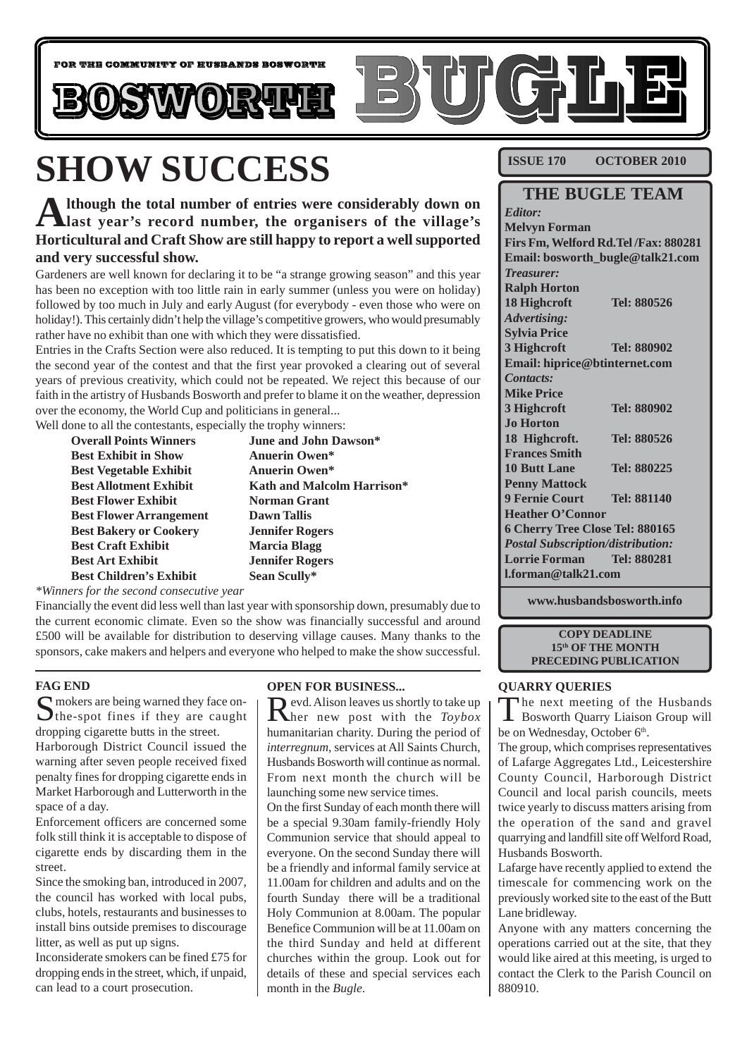FOR THE COMMUNITY OF HUSBANDS BOSWORTH

# BOSWORTH BUGLE

**ISSUE 170 OCTOBER 2010**

# SHOW SUCCESS

**Although the total number of entries were considerably down on last year's record number, the organisers of the village's Horticultural and Craft Show are still happy to report a well supported and very successful show.**

Gardeners are well known for declaring it to be "a strange growing season" and this year has been no exception with too little rain in early summer (unless you were on holiday) followed by too much in July and early August (for everybody - even those who were on holiday!). This certainly didn't help the village's competitive growers, who would presumably rather have no exhibit than one with which they were dissatisfied.

Entries in the Crafts Section were also reduced. It is tempting to put this down to it being the second year of the contest and that the first year provoked a clearing out of several years of previous creativity, which could not be repeated. We reject this because of our faith in the artistry of Husbands Bosworth and prefer to blame it on the weather, depression over the economy, the World Cup and politicians in general...

Well done to all the contestants, especially the trophy winners:

| | |
|---|---|
| **Overall Points Winners** | **June and John Dawson*** |
| **Best Exhibit in Show** | **Anuerin Owen*** |
| **Best Vegetable Exhibit** | **Anuerin Owen*** |
| **Best Allotment Exhibit** | **Kath and Malcolm Harrison*** |
| **Best Flower Exhibit** | **Norman Grant** |
| **Best Flower Arrangement** | **Dawn Tallis** |
| **Best Bakery or Cookery** | **Jennifer Rogers** |
| **Best Craft Exhibit** | **Marcia Blagg** |
| **Best Art Exhibit** | **Jennifer Rogers** |
| **Best Children's Exhibit** | **Sean Scully*** |

*\*Winners for the second consecutive year*

Financially the event did less well than last year with sponsorship down, presumably due to the current economic climate. Even so the show was financially successful and around £500 will be available for distribution to deserving village causes. Many thanks to the sponsors, cake makers and helpers and everyone who helped to make the show successful.

## THE BUGLE TEAM

*Editor:*
**Melvyn Forman**
**Firs Fm, Welford Rd.Tel /Fax: 880281**
**Email: bosworth_bugle@talk21.com**

*Treasurer:*
**Ralph Horton**
**18 Highcroft Tel: 880526**

*Advertising:*
**Sylvia Price**
**3 Highcroft Tel: 880902**
**Email: hiprice@btinternet.com**

*Contacts:*
**Mike Price**
**3 Highcroft Tel: 880902**
**Jo Horton**
**18 Highcroft. Tel: 880526**
**Frances Smith**
**10 Butt Lane Tel: 880225**
**Penny Mattock**
**9 Fernie Court Tel: 881140**
**Heather O'Connor**
**6 Cherry Tree Close Tel: 880165**

*Postal Subscription/distribution:*
**Lorrie Forman Tel: 880281**
**l.forman@talk21.com**

**www.husbandsbosworth.info**

**COPY DEADLINE 15th OF THE MONTH PRECEDING PUBLICATION**

### FAG END

Smokers are being warned they face on-the-spot fines if they are caught dropping cigarette butts in the street.

Harborough District Council issued the warning after seven people received fixed penalty fines for dropping cigarette ends in Market Harborough and Lutterworth in the space of a day.

Enforcement officers are concerned some folk still think it is acceptable to dispose of cigarette ends by discarding them in the street.

Since the smoking ban, introduced in 2007, the council has worked with local pubs, clubs, hotels, restaurants and businesses to install bins outside premises to discourage litter, as well as put up signs.

Inconsiderate smokers can be fined £75 for dropping ends in the street, which, if unpaid, can lead to a court prosecution.

### OPEN FOR BUSINESS...

Revd. Alison leaves us shortly to take up her new post with the *Toybox* humanitarian charity. During the period of *interregnum*, services at All Saints Church, Husbands Bosworth will continue as normal. From next month the church will be launching some new service times.

On the first Sunday of each month there will be a special 9.30am family-friendly Holy Communion service that should appeal to everyone. On the second Sunday there will be a friendly and informal family service at 11.00am for children and adults and on the fourth Sunday there will be a traditional Holy Communion at 8.00am. The popular Benefice Communion will be at 11.00am on the third Sunday and held at different churches within the group. Look out for details of these and special services each month in the *Bugle*.

### QUARRY QUERIES

The next meeting of the Husbands Bosworth Quarry Liaison Group will be on Wednesday, October 6th.

The group, which comprises representatives of Lafarge Aggregates Ltd., Leicestershire County Council, Harborough District Council and local parish councils, meets twice yearly to discuss matters arising from the operation of the sand and gravel quarrying and landfill site off Welford Road, Husbands Bosworth.

Lafarge have recently applied to extend the timescale for commencing work on the previously worked site to the east of the Butt Lane bridleway.

Anyone with any matters concerning the operations carried out at the site, that they would like aired at this meeting, is urged to contact the Clerk to the Parish Council on 880910.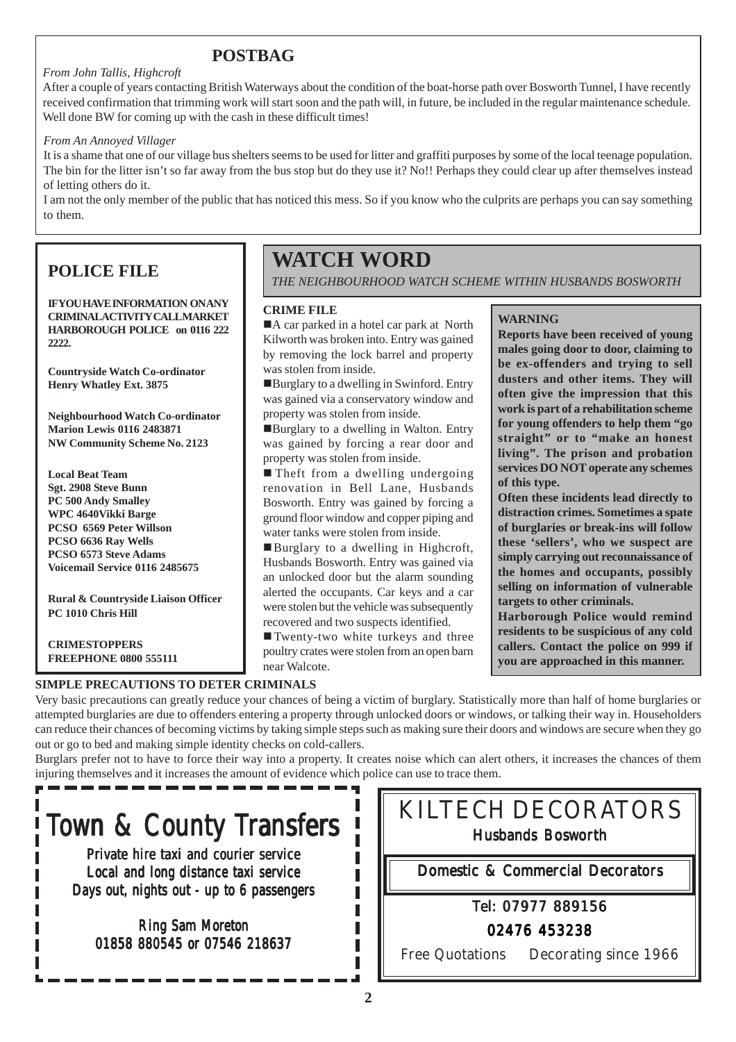## POSTBAG

*From John Tallis, Highcroft*

After a couple of years contacting British Waterways about the condition of the boat-horse path over Bosworth Tunnel, I have recently received confirmation that trimming work will start soon and the path will, in future, be included in the regular maintenance schedule. Well done BW for coming up with the cash in these difficult times!

*From An Annoyed Villager*

It is a shame that one of our village bus shelters seems to be used for litter and graffiti purposes by some of the local teenage population. The bin for the litter isn't so far away from the bus stop but do they use it? No!! Perhaps they could clear up after themselves instead of letting others do it.

I am not the only member of the public that has noticed this mess. So if you know who the culprits are perhaps you can say something to them.

## POLICE FILE

**IF YOU HAVE INFORMATION ON ANY CRIMINAL ACTIVITY CALL MARKET HARBOROUGH POLICE on 0116 222 2222.**

**Countryside Watch Co-ordinator**
**Henry Whatley Ext. 3875**

**Neighbourhood Watch Co-ordinator**
**Marion Lewis 0116 2483871**
**NW Community Scheme No. 2123**

**Local Beat Team**
**Sgt. 2908 Steve Bunn**
**PC 500 Andy Smalley**
**WPC 4640Vikki Barge**
**PCSO 6569 Peter Willson**
**PCSO 6636 Ray Wells**
**PCSO 6573 Steve Adams**
**Voicemail Service 0116 2485675**

**Rural & Countryside Liaison Officer**
**PC 1010 Chris Hill**

**CRIMESTOPPERS**
**FREEPHONE 0800 555111**

# WATCH WORD

*THE NEIGHBOURHOOD WATCH SCHEME WITHIN HUSBANDS BOSWORTH*

**CRIME FILE**

- A car parked in a hotel car park at North Kilworth was broken into. Entry was gained by removing the lock barrel and property was stolen from inside.
- Burglary to a dwelling in Swinford. Entry was gained via a conservatory window and property was stolen from inside.
- Burglary to a dwelling in Walton. Entry was gained by forcing a rear door and property was stolen from inside.
- Theft from a dwelling undergoing renovation in Bell Lane, Husbands Bosworth. Entry was gained by forcing a ground floor window and copper piping and water tanks were stolen from inside.
- Burglary to a dwelling in Highcroft, Husbands Bosworth. Entry was gained via an unlocked door but the alarm sounding alerted the occupants. Car keys and a car were stolen but the vehicle was subsequently recovered and two suspects identified.
- Twenty-two white turkeys and three poultry crates were stolen from an open barn near Walcote.

**WARNING**

**Reports have been received of young males going door to door, claiming to be ex-offenders and trying to sell dusters and other items. They will often give the impression that this work is part of a rehabilitation scheme for young offenders to help them "go straight" or to "make an honest living". The prison and probation services DO NOT operate any schemes of this type.**

**Often these incidents lead directly to distraction crimes. Sometimes a spate of burglaries or break-ins will follow these 'sellers', who we suspect are simply carrying out reconnaissance of the homes and occupants, possibly selling on information of vulnerable targets to other criminals.**

**Harborough Police would remind residents to be suspicious of any cold callers. Contact the police on 999 if you are approached in this manner.**

**SIMPLE PRECAUTIONS TO DETER CRIMINALS**

Very basic precautions can greatly reduce your chances of being a victim of burglary. Statistically more than half of home burglaries or attempted burglaries are due to offenders entering a property through unlocked doors or windows, or talking their way in. Householders can reduce their chances of becoming victims by taking simple steps such as making sure their doors and windows are secure when they go out or go to bed and making simple identity checks on cold-callers.

Burglars prefer not to have to force their way into a property. It creates noise which can alert others, it increases the chances of them injuring themselves and it increases the amount of evidence which police can use to trace them.

# Town & County Transfers

Private hire taxi and courier service
Local and long distance taxi service
Days out, nights out - up to 6 passengers

Ring Sam Moreton
01858 880545 or 07546 218637

# KILTECH DECORATORS

Husbands Bosworth

Domestic & Commercial Decorators

Tel: 07977 889156
02476 453238

Free Quotations    Decorating since 1966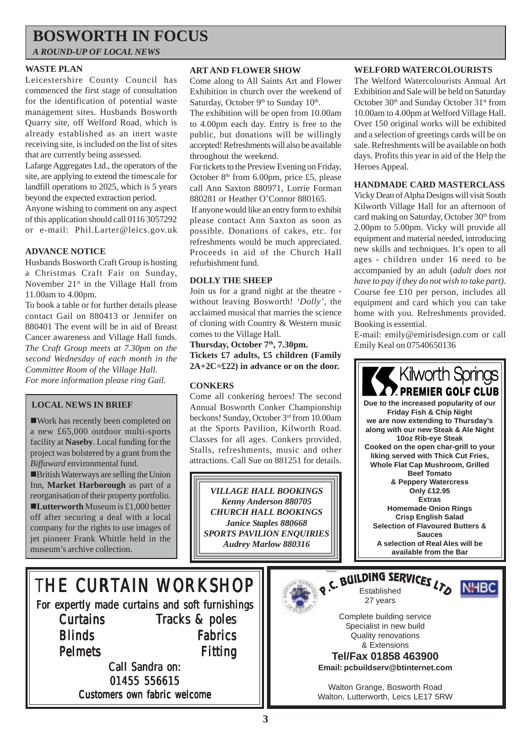# BOSWORTH IN FOCUS

*A ROUND-UP OF LOCAL NEWS*

### WASTE PLAN

Leicestershire County Council has commenced the first stage of consultation for the identification of potential waste management sites. Husbands Bosworth Quarry site, off Welford Road, which is already established as an inert waste receiving site, is included on the list of sites that are currently being assessed.

Lafarge Aggregates Ltd., the operators of the site, are applying to extend the timescale for landfill operations to 2025, which is 5 years beyond the expected extraction period.

Anyone wishing to comment on any aspect of this application should call 0116 3057292 or e-mail: Phil.Larter@leics.gov.uk

### ADVANCE NOTICE

Husbands Bosworth Craft Group is hosting a Christmas Craft Fair on Sunday, November 21st in the Village Hall from 11.00am to 4.00pm.

To book a table or for further details please contact Gail on 880413 or Jennifer on 880401 The event will be in aid of Breast Cancer awareness and Village Hall funds.

*The Craft Group meets at 7.30pm on the second Wednesday of each month in the Committee Room of the Village Hall.*

*For more information please ring Gail.*

### LOCAL NEWS IN BRIEF

- Work has recently been completed on a new £65,000 outdoor multi-sports facility at **Naseby**. Local funding for the project was bolstered by a grant from the *Biffaward* environmental fund.
- British Waterways are selling the Union Inn, **Market Harborough** as part of a reorganisation of their property portfolio.
- **Lutterworth** Museum is £1,000 better off after securing a deal with a local company for the rights to use images of jet pioneer Frank Whittle held in the museum's archive collection.

### ART AND FLOWER SHOW

Come along to All Saints Art and Flower Exhibition in church over the weekend of Saturday, October 9th to Sunday 10th.

The exhibition will be open from 10.00am to 4.00pm each day. Entry is free to the public, but donations will be willingly accepted! Refreshments will also be available throughout the weekend.

For tickets to the Preview Evening on Friday, October 8th from 6.00pm, price £5, please call Ann Saxton 880971, Lorrie Forman 880281 or Heather O'Connor 880165.

If anyone would like an entry form to exhibit please contact Ann Saxton as soon as possible. Donations of cakes, etc. for refreshments would be much appreciated. Proceeds in aid of the Church Hall refurbishment fund.

### DOLLY THE SHEEP

Join us for a grand night at the theatre - without leaving Bosworth! *'Dolly'*, the acclaimed musical that marries the science of cloning with Country & Western music comes to the Village Hall.

**Thursday, October 7th, 7.30pm.**

**Tickets £7 adults, £5 children (Family 2A+2C=£22) in advance or on the door.**

### CONKERS

Come all conkering heroes! The second Annual Bosworth Conker Championship beckons! Sunday, October 3rd from 10.00am at the Sports Pavilion, Kilworth Road. Classes for all ages. Conkers provided. Stalls, refreshments, music and other attractions. Call Sue on 881251 for details.

***VILLAGE HALL BOOKINGS***
***Kenny Anderson 880705***
***CHURCH HALL BOOKINGS***
***Janice Staples 880668***
***SPORTS PAVILION ENQUIRIES***
***Audrey Marlow 880316***

### WELFORD WATERCOLOURISTS

The Welford Watercolourists Annual Art Exhibition and Sale will be held on Saturday October 30th and Sunday October 31st from 10.00am to 4.00pm at Welford Village Hall. Over 150 original works will be exhibited and a selection of greetings cards will be on sale. Refreshments will be available on both days. Profits this year in aid of the Help the Heroes Appeal.

### HANDMADE CARD MASTERCLASS

Vicky Dean of Alpha Designs will visit South Kilworth Village Hall for an afternoon of card making on Saturday, October 30th from 2.00pm to 5.00pm. Vicky will provide all equipment and material needed, introducing new skills and techniques. It's open to all ages - children under 16 need to be accompanied by an adult (*adult does not have to pay if they do not wish to take part)*. Course fee £10 per person, includes all equipment and card which you can take home with you. Refreshments provided. Booking is essential.

E-mail: emily@emirisdesign.com or call Emily Keal on 07540650136

---

**Kilworth Springs**
**PREMIER GOLF CLUB**

**Due to the increased popularity of our Friday Fish & Chip Night we are now extending to Thursday's along with our new Steak & Ale Night**

**10oz Rib-eye Steak**

**Cooked on the open char-grill to your liking served with Thick Cut Fries, Whole Flat Cap Mushroom, Grilled Beef Tomato & Peppery Watercress**

**Only £12.95**

**Extras**

**Homemade Onion Rings**
**Crisp English Salad**
**Selection of Flavoured Butters & Sauces**

**A selection of Real Ales will be available from the Bar**

---

**THE CURTAIN WORKSHOP**

For expertly made curtains and soft furnishings

| | |
|---|---|
| Curtains | Tracks & poles |
| Blinds | Fabrics |
| Pelmets | Fitting |

Call Sandra on:
01455 556615

Customers own fabric welcome

---

**P.C. BUILDING SERVICES LTD**

Established 27 years

NHBC

Complete building service
Specialist in new build
Quality renovations
& Extensions

**Tel/Fax 01858 463900**

**Email: pcbuildserv@btinternet.com**

Walton Grange, Bosworth Road
Walton, Lutterworth, Leics LE17 5RW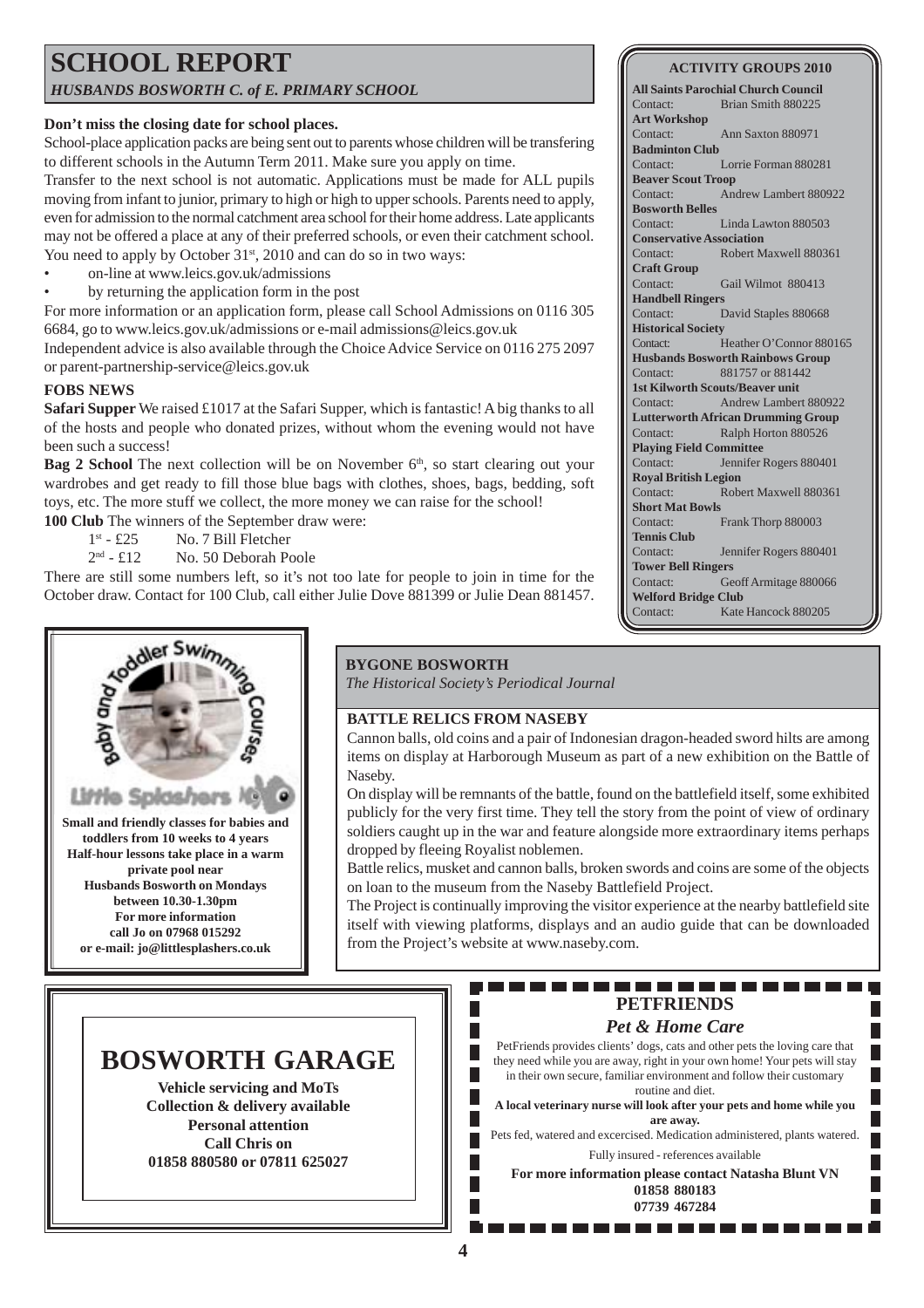# SCHOOL REPORT

*HUSBANDS BOSWORTH C. of E. PRIMARY SCHOOL*

**Don't miss the closing date for school places.**

School-place application packs are being sent out to parents whose children will be transfering to different schools in the Autumn Term 2011. Make sure you apply on time.

Transfer to the next school is not automatic. Applications must be made for ALL pupils moving from infant to junior, primary to high or high to upper schools. Parents need to apply, even for admission to the normal catchment area school for their home address. Late applicants may not be offered a place at any of their preferred schools, or even their catchment school. You need to apply by October 31st, 2010 and can do so in two ways:

- on-line at www.leics.gov.uk/admissions
- by returning the application form in the post

For more information or an application form, please call School Admissions on 0116 305 6684, go to www.leics.gov.uk/admissions or e-mail admissions@leics.gov.uk

Independent advice is also available through the Choice Advice Service on 0116 275 2097 or parent-partnership-service@leics.gov.uk

### FOBS NEWS

**Safari Supper** We raised £1017 at the Safari Supper, which is fantastic! A big thanks to all of the hosts and people who donated prizes, without whom the evening would not have been such a success!

**Bag 2 School** The next collection will be on November 6th, so start clearing out your wardrobes and get ready to fill those blue bags with clothes, shoes, bags, bedding, soft toys, etc. The more stuff we collect, the more money we can raise for the school!

**100 Club** The winners of the September draw were:

1st - £25 No. 7 Bill Fletcher

2nd - £12 No. 50 Deborah Poole

There are still some numbers left, so it's not too late for people to join in time for the October draw. Contact for 100 Club, call either Julie Dove 881399 or Julie Dean 881457.

## ACTIVITY GROUPS 2010

**All Saints Parochial Church Council**
Contact: Brian Smith 880225

**Art Workshop**
Contact: Ann Saxton 880971

**Badminton Club**
Contact: Lorrie Forman 880281

**Beaver Scout Troop**
Contact: Andrew Lambert 880922

**Bosworth Belles**
Contact: Linda Lawton 880503

**Conservative Association**
Contact: Robert Maxwell 880361

**Craft Group**
Contact: Gail Wilmot 880413

**Handbell Ringers**
Contact: David Staples 880668

**Historical Society**
Contact: Heather O'Connor 880165

**Husbands Bosworth Rainbows Group**
Contact: 881757 or 881442

**1st Kilworth Scouts/Beaver unit**
Contact: Andrew Lambert 880922

**Lutterworth African Drumming Group**
Contact: Ralph Horton 880526

**Playing Field Committee**
Contact: Jennifer Rogers 880401

**Royal British Legion**
Contact: Robert Maxwell 880361

**Short Mat Bowls**
Contact: Frank Thorp 880003

**Tennis Club**
Contact: Jennifer Rogers 880401

**Tower Bell Ringers**
Contact: Geoff Armitage 880066

**Welford Bridge Club**
Contact: Kate Hancock 880205

---

**Baby and Toddler Swimming Courses**

**Little Splashers**

**Small and friendly classes for babies and toddlers from 10 weeks to 4 years**
**Half-hour lessons take place in a warm private pool near Husbands Bosworth on Mondays between 10.30-1.30pm**
**For more information call Jo on 07968 015292 or e-mail: jo@littlesplashers.co.uk**

---

## BYGONE BOSWORTH

*The Historical Society's Periodical Journal*

### BATTLE RELICS FROM NASEBY

Cannon balls, old coins and a pair of Indonesian dragon-headed sword hilts are among items on display at Harborough Museum as part of a new exhibition on the Battle of Naseby.

On display will be remnants of the battle, found on the battlefield itself, some exhibited publicly for the very first time. They tell the story from the point of view of ordinary soldiers caught up in the war and feature alongside more extraordinary items perhaps dropped by fleeing Royalist noblemen.

Battle relics, musket and cannon balls, broken swords and coins are some of the objects on loan to the museum from the Naseby Battlefield Project.

The Project is continually improving the visitor experience at the nearby battlefield site itself with viewing platforms, displays and an audio guide that can be downloaded from the Project's website at www.naseby.com.

---

# BOSWORTH GARAGE

**Vehicle servicing and MoTs**
**Collection & delivery available**
**Personal attention**
**Call Chris on**
**01858 880580 or 07811 625027**

---

## PETFRIENDS

***Pet & Home Care***

PetFriends provides clients' dogs, cats and other pets the loving care that they need while you are away, right in your own home! Your pets will stay in their own secure, familiar environment and follow their customary routine and diet.

**A local veterinary nurse will look after your pets and home while you are away.**

Pets fed, watered and excercised. Medication administered, plants watered.

Fully insured - references available

**For more information please contact Natasha Blunt VN**
**01858 880183**
**07739 467284**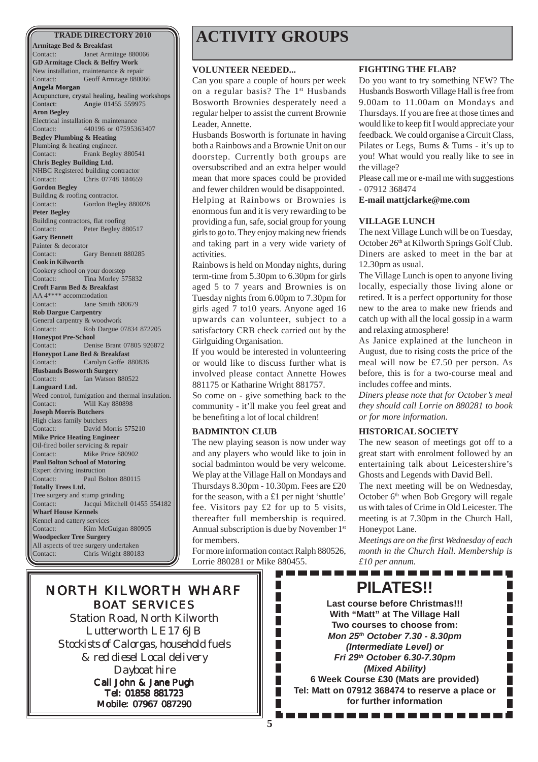## TRADE DIRECTORY 2010

**Armitage Bed & Breakfast**
Contact: Janet Armitage 880066

**GD Armitage Clock & Belfry Work**
New installation, maintenance & repair
Contact: Geoff Armitage 880066

**Angela Morgan**
Acupuncture, crystal healing, healing workshops
Contact: Angie 01455 559975

**Aron Begley**
Electrical installation & maintenance
Contact: 440196 or 07595363407

**Begley Plumbing & Heating**
Plumbing & heating engineer.
Contact: Frank Begley 880541

**Chris Begley Building Ltd.**
NHBC Registered building contractor
Contact: Chris 07748 184659

**Gordon Begley**
Building & roofing contractor.
Contact: Gordon Begley 880028

**Peter Begley**
Building contractors, flat roofing
Contact: Peter Begley 880517

**Gary Bennett**
Painter & decorator
Contact: Gary Bennett 880285

**Cook in Kilworth**
Cookery school on your doorstep
Contact: Tina Morley 575832

**Croft Farm Bed & Breakfast**
AA 4**** accommodation
Contact: Jane Smith 880679

**Rob Dargue Carpentry**
General carpentry & woodwork
Contact: Rob Dargue 07834 872205

**Honeypot Pre-School**
Contact: Denise Brant 07805 926872

**Honeypot Lane Bed & Breakfast**
Contact: Carolyn Goffe 880836

**Husbands Bosworth Surgery**
Contact: Ian Watson 880522

**Languard Ltd.**
Weed control, fumigation and thermal insulation.
Contact: Will Kay 880898

**Joseph Morris Butchers**
High class family butchers
Contact: David Morris 575210

**Mike Price Heating Engineer**
Oil-fired boiler servicing & repair
Contact: Mike Price 880902

**Paul Bolton School of Motoring**
Expert driving instruction
Contact: Paul Bolton 880115

**Totally Trees Ltd.**
Tree surgery and stump grinding
Contact: Jacqui Mitchell 01455 554182

**Wharf House Kennels**
Kennel and cattery services
Contact: Kim McGuigan 880905

**Woodpecker Tree Surgery**
All aspects of tree surgery undertaken
Contact: Chris Wright 880183

# ACTIVITY GROUPS

### VOLUNTEER NEEDED...

Can you spare a couple of hours per week on a regular basis? The 1st Husbands Bosworth Brownies desperately need a regular helper to assist the current Brownie Leader, Annette.

Husbands Bosworth is fortunate in having both a Rainbows and a Brownie Unit on our doorstep. Currently both groups are oversubscribed and an extra helper would mean that more spaces could be provided and fewer children would be disappointed. Helping at Rainbows or Brownies is enormous fun and it is very rewarding to be providing a fun, safe, social group for young girls to go to. They enjoy making new friends and taking part in a very wide variety of activities.

Rainbows is held on Monday nights, during term-time from 5.30pm to 6.30pm for girls aged 5 to 7 years and Brownies is on Tuesday nights from 6.00pm to 7.30pm for girls aged 7 to10 years. Anyone aged 16 upwards can volunteer, subject to a satisfactory CRB check carried out by the Girlguiding Organisation.

If you would be interested in volunteering or would like to discuss further what is involved please contact Annette Howes 881175 or Katharine Wright 881757.

So come on - give something back to the community - it'll make you feel great and be benefiting a lot of local children!

### BADMINTON CLUB

The new playing season is now under way and any players who would like to join in social badminton would be very welcome. We play at the Village Hall on Mondays and Thursdays 8.30pm - 10.30pm. Fees are £20 for the season, with a £1 per night 'shuttle' fee. Visitors pay £2 for up to 5 visits, thereafter full membership is required. Annual subscription is due by November 1st for members.

For more information contact Ralph 880526, Lorrie 880281 or Mike 880455.

### FIGHTING THE FLAB?

Do you want to try something NEW? The Husbands Bosworth Village Hall is free from 9.00am to 11.00am on Mondays and Thursdays. If you are free at those times and would like to keep fit I would appreciate your feedback. We could organise a Circuit Class, Pilates or Legs, Bums & Tums - it's up to you! What would you really like to see in the village?

Please call me or e-mail me with suggestions - 07912 368474

**E-mail mattjclarke@me.com**

### VILLAGE LUNCH

The next Village Lunch will be on Tuesday, October 26th at Kilworth Springs Golf Club. Diners are asked to meet in the bar at 12.30pm as usual.

The Village Lunch is open to anyone living locally, especially those living alone or retired. It is a perfect opportunity for those new to the area to make new friends and catch up with all the local gossip in a warm and relaxing atmosphere!

As Janice explained at the luncheon in August, due to rising costs the price of the meal will now be £7.50 per person. As before, this is for a two-course meal and includes coffee and mints.

*Diners please note that for October's meal they should call Lorrie on 880281 to book or for more information.*

### HISTORICAL SOCIETY

The new season of meetings got off to a great start with enrolment followed by an entertaining talk about Leicestershire's Ghosts and Legends with David Bell.

The next meeting will be on Wednesday, October 6th when Bob Gregory will regale us with tales of Crime in Old Leicester. The meeting is at 7.30pm in the Church Hall, Honeypot Lane.

*Meetings are on the first Wednesday of each month in the Church Hall. Membership is £10 per annum.*

---

## NORTH KILWORTH WHARF BOAT SERVICES

*Station Road, North Kilworth*
*Lutterworth LE17 6JB*
*Stockists of Calorgas, household fuels & red diesel Local delivery*
*Dayboat hire*
**Call John & Jane Pugh**
**Tel: 01858 881723**
**Mobile: 07967 087290**

---

## PILATES!!

**Last course before Christmas!!!**
**With "Matt" at The Village Hall**
**Two courses to choose from:**
***Mon 25th October 7.30 - 8.30pm***
***(Intermediate Level) or***
***Fri 29th October 6.30-7.30pm***
***(Mixed Ability)***
**6 Week Course £30 (Mats are provided)**
**Tel: Matt on 07912 368474 to reserve a place or for further information**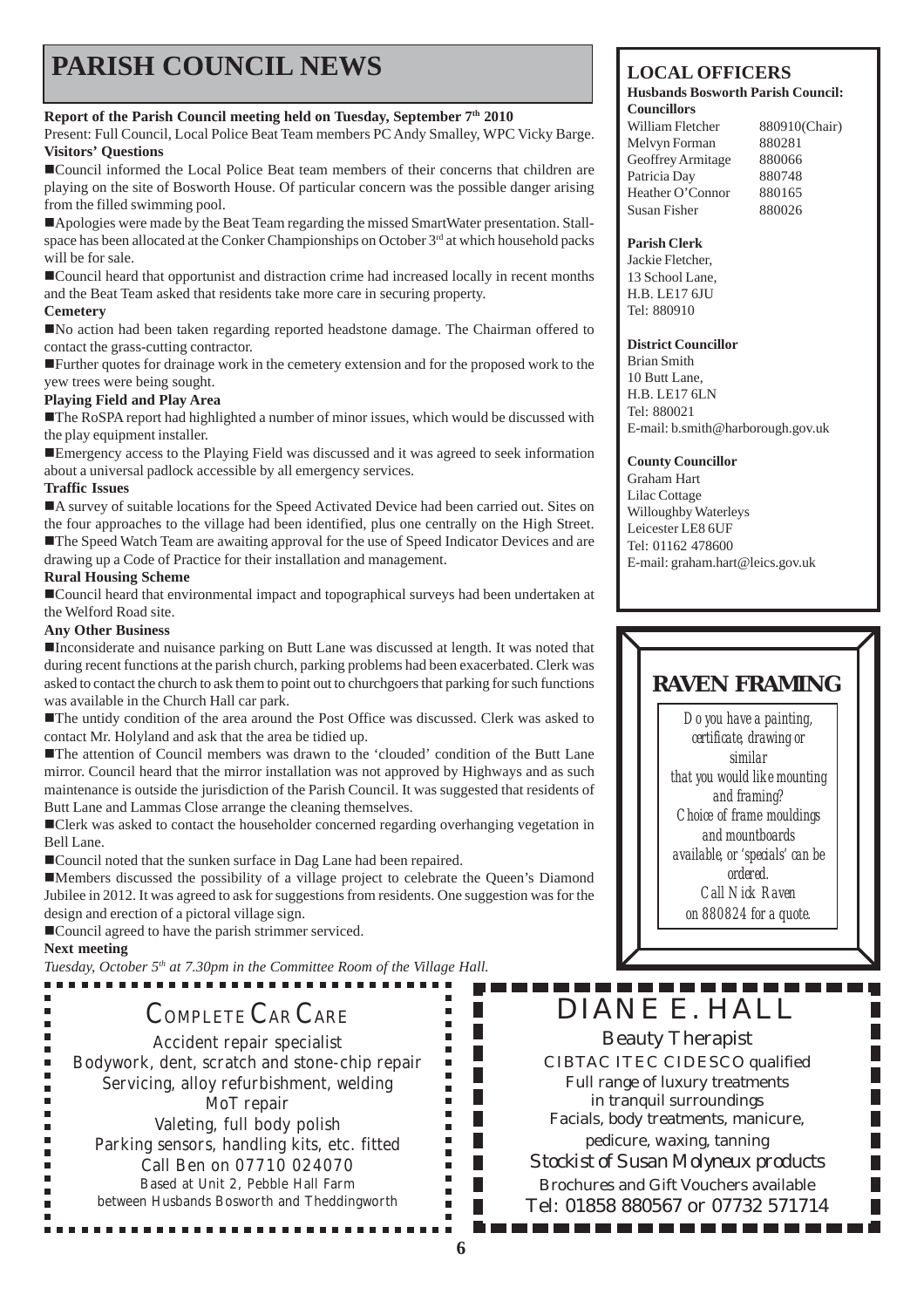# PARISH COUNCIL NEWS

**Report of the Parish Council meeting held on Tuesday, September 7th 2010**

Present: Full Council, Local Police Beat Team members PC Andy Smalley, WPC Vicky Barge.

**Visitors' Questions**

- Council informed the Local Police Beat team members of their concerns that children are playing on the site of Bosworth House. Of particular concern was the possible danger arising from the filled swimming pool.
- Apologies were made by the Beat Team regarding the missed SmartWater presentation. Stall-space has been allocated at the Conker Championships on October 3rd at which household packs will be for sale.
- Council heard that opportunist and distraction crime had increased locally in recent months and the Beat Team asked that residents take more care in securing property.

**Cemetery**

- No action had been taken regarding reported headstone damage. The Chairman offered to contact the grass-cutting contractor.
- Further quotes for drainage work in the cemetery extension and for the proposed work to the yew trees were being sought.

**Playing Field and Play Area**

- The RoSPA report had highlighted a number of minor issues, which would be discussed with the play equipment installer.
- Emergency access to the Playing Field was discussed and it was agreed to seek information about a universal padlock accessible by all emergency services.

**Traffic Issues**

- A survey of suitable locations for the Speed Activated Device had been carried out. Sites on the four approaches to the village had been identified, plus one centrally on the High Street.
- The Speed Watch Team are awaiting approval for the use of Speed Indicator Devices and are drawing up a Code of Practice for their installation and management.

**Rural Housing Scheme**

- Council heard that environmental impact and topographical surveys had been undertaken at the Welford Road site.

**Any Other Business**

- Inconsiderate and nuisance parking on Butt Lane was discussed at length. It was noted that during recent functions at the parish church, parking problems had been exacerbated. Clerk was asked to contact the church to ask them to point out to churchgoers that parking for such functions was available in the Church Hall car park.
- The untidy condition of the area around the Post Office was discussed. Clerk was asked to contact Mr. Holyland and ask that the area be tidied up.
- The attention of Council members was drawn to the 'clouded' condition of the Butt Lane mirror. Council heard that the mirror installation was not approved by Highways and as such maintenance is outside the jurisdiction of the Parish Council. It was suggested that residents of Butt Lane and Lammas Close arrange the cleaning themselves.
- Clerk was asked to contact the householder concerned regarding overhanging vegetation in Bell Lane.
- Council noted that the sunken surface in Dag Lane had been repaired.
- Members discussed the possibility of a village project to celebrate the Queen's Diamond Jubilee in 2012. It was agreed to ask for suggestions from residents. One suggestion was for the design and erection of a pictoral village sign.
- Council agreed to have the parish strimmer serviced.

**Next meeting**

*Tuesday, October 5th at 7.30pm in the Committee Room of the Village Hall.*

## LOCAL OFFICERS

**Husbands Bosworth Parish Council: Councillors**

| | |
|---|---|
| William Fletcher | 880910(Chair) |
| Melvyn Forman | 880281 |
| Geoffrey Armitage | 880066 |
| Patricia Day | 880748 |
| Heather O'Connor | 880165 |
| Susan Fisher | 880026 |

**Parish Clerk**
Jackie Fletcher,
13 School Lane,
H.B. LE17 6JU
Tel: 880910

**District Councillor**
Brian Smith
10 Butt Lane,
H.B. LE17 6LN
Tel: 880021
E-mail: b.smith@harborough.gov.uk

**County Councillor**
Graham Hart
Lilac Cottage
Willoughby Waterleys
Leicester LE8 6UF
Tel: 01162 478600
E-mail: graham.hart@leics.gov.uk

## RAVEN FRAMING

*Do you have a painting, certificate, drawing or similar that you would like mounting and framing? Choice of frame mouldings and mountboards available, or 'specials' can be ordered. Call Nick Raven on 880824 for a quote.*

## COMPLETE CAR CARE

Accident repair specialist
Bodywork, dent, scratch and stone-chip repair
Servicing, alloy refurbishment, welding
MoT repair
Valeting, full body polish
Parking sensors, handling kits, etc. fitted
Call Ben on 07710 024070
Based at Unit 2, Pebble Hall Farm
between Husbands Bosworth and Theddingworth

## DIANE E. HALL

Beauty Therapist
CIBTAC ITEC CIDESCO qualified
Full range of luxury treatments
in tranquil surroundings
Facials, body treatments, manicure,
pedicure, waxing, tanning
*Stockist of Susan Molyneux products*
Brochures and Gift Vouchers available
Tel: 01858 880567 or 07732 571714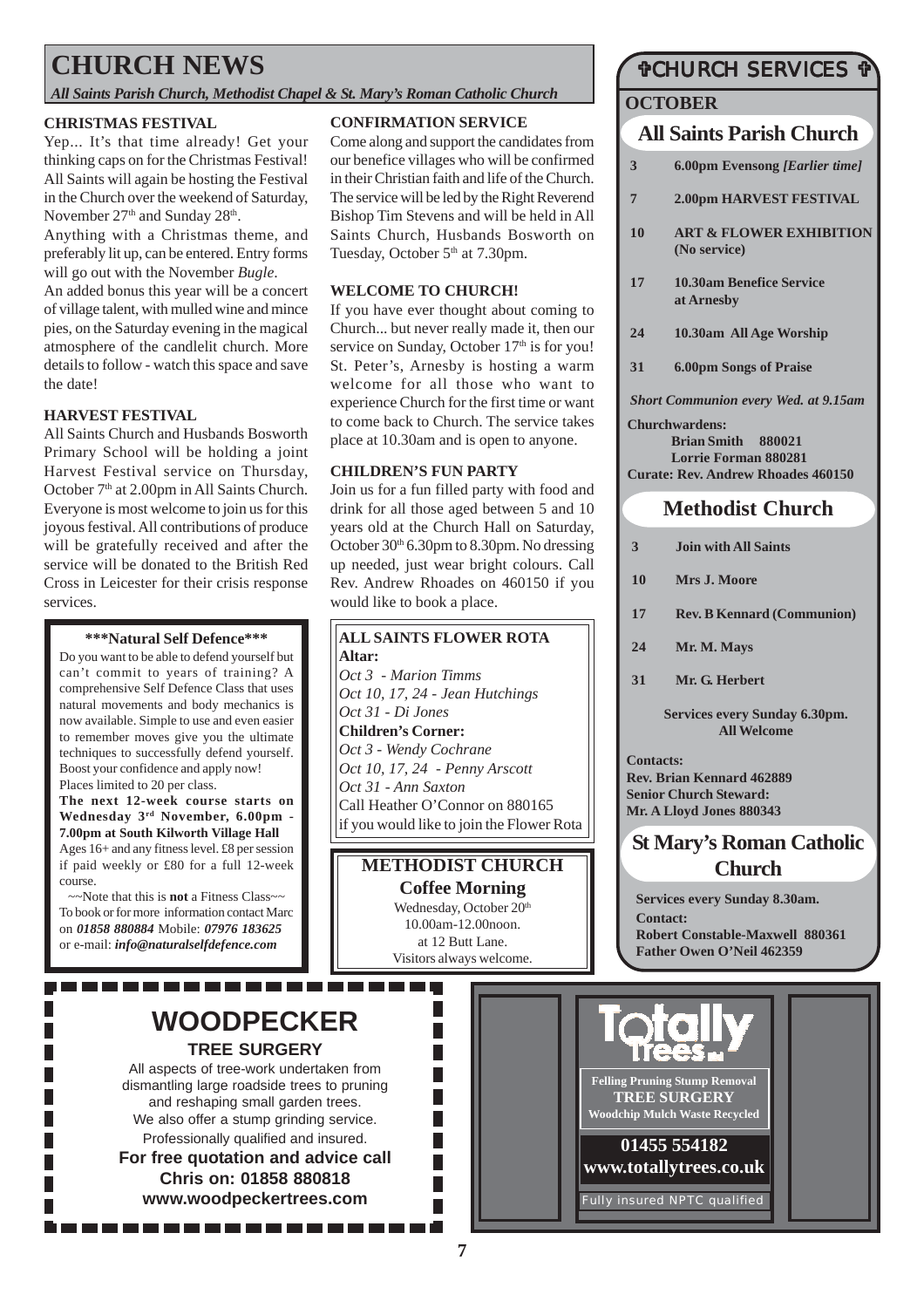# CHURCH NEWS

*All Saints Parish Church, Methodist Chapel & St. Mary's Roman Catholic Church*

### CHRISTMAS FESTIVAL

Yep... It's that time already! Get your thinking caps on for the Christmas Festival! All Saints will again be hosting the Festival in the Church over the weekend of Saturday, November 27th and Sunday 28th.

Anything with a Christmas theme, and preferably lit up, can be entered. Entry forms will go out with the November *Bugle*.

An added bonus this year will be a concert of village talent, with mulled wine and mince pies, on the Saturday evening in the magical atmosphere of the candlelit church. More details to follow - watch this space and save the date!

### HARVEST FESTIVAL

All Saints Church and Husbands Bosworth Primary School will be holding a joint Harvest Festival service on Thursday, October 7th at 2.00pm in All Saints Church. Everyone is most welcome to join us for this joyous festival. All contributions of produce will be gratefully received and after the service will be donated to the British Red Cross in Leicester for their crisis response services.

**\*\*\*Natural Self Defence\*\*\***

Do you want to be able to defend yourself but can't commit to years of training? A comprehensive Self Defence Class that uses natural movements and body mechanics is now available. Simple to use and even easier to remember moves give you the ultimate techniques to successfully defend yourself. Boost your confidence and apply now! Places limited to 20 per class.

**The next 12-week course starts on Wednesday 3rd November, 6.00pm - 7.00pm at South Kilworth Village Hall**

Ages 16+ and any fitness level. £8 per session if paid weekly or £80 for a full 12-week course.

~~Note that this is **not** a Fitness Class~~

To book or for more information contact Marc on ***01858 880884*** Mobile: ***07976 183625*** or e-mail: ***info@naturalselfdefence.com***

### CONFIRMATION SERVICE

Come along and support the candidates from our benefice villages who will be confirmed in their Christian faith and life of the Church. The service will be led by the Right Reverend Bishop Tim Stevens and will be held in All Saints Church, Husbands Bosworth on Tuesday, October 5th at 7.30pm.

### WELCOME TO CHURCH!

If you have ever thought about coming to Church... but never really made it, then our service on Sunday, October 17th is for you! St. Peter's, Arnesby is hosting a warm welcome for all those who want to experience Church for the first time or want to come back to Church. The service takes place at 10.30am and is open to anyone.

### CHILDREN'S FUN PARTY

Join us for a fun filled party with food and drink for all those aged between 5 and 10 years old at the Church Hall on Saturday, October 30th 6.30pm to 8.30pm. No dressing up needed, just wear bright colours. Call Rev. Andrew Rhoades on 460150 if you would like to book a place.

**ALL SAINTS FLOWER ROTA**

**Altar:**

*Oct 3 - Marion Timms*
*Oct 10, 17, 24 - Jean Hutchings*
*Oct 31 - Di Jones*

**Children's Corner:**

*Oct 3 - Wendy Cochrane*
*Oct 10, 17, 24 - Penny Arscott*
*Oct 31 - Ann Saxton*

Call Heather O'Connor on 880165 if you would like to join the Flower Rota

**METHODIST CHURCH**
**Coffee Morning**

Wednesday, October 20th
10.00am-12.00noon.
at 12 Butt Lane.
Visitors always welcome.

## ✞CHURCH SERVICES ✞

### OCTOBER

### All Saints Parish Church

| | |
|---|---|
| 3 | 6.00pm Evensong *[Earlier time]* |
| 7 | 2.00pm HARVEST FESTIVAL |
| 10 | ART & FLOWER EXHIBITION (No service) |
| 17 | 10.30am Benefice Service at Arnesby |
| 24 | 10.30am All Age Worship |
| 31 | 6.00pm Songs of Praise |

*Short Communion every Wed. at 9.15am*

**Churchwardens:**
Brian Smith 880021
Lorrie Forman 880281
**Curate: Rev. Andrew Rhoades 460150**

### Methodist Church

| | |
|---|---|
| 3 | Join with All Saints |
| 10 | Mrs J. Moore |
| 17 | Rev. B Kennard (Communion) |
| 24 | Mr. M. Mays |
| 31 | Mr. G. Herbert |

**Services every Sunday 6.30pm. All Welcome**

**Contacts:**
Rev. Brian Kennard 462889
Senior Church Steward:
Mr. A Lloyd Jones 880343

### St Mary's Roman Catholic Church

**Services every Sunday 8.30am.**

**Contact:**
Robert Constable-Maxwell 880361
Father Owen O'Neil 462359

## WOODPECKER

**TREE SURGERY**

All aspects of tree-work undertaken from dismantling large roadside trees to pruning and reshaping small garden trees.
We also offer a stump grinding service.
Professionally qualified and insured.

**For free quotation and advice call Chris on: 01858 880818**
**www.woodpeckertrees.com**

## Totally Trees

**Felling Pruning Stump Removal**
**TREE SURGERY**
**Woodchip Mulch Waste Recycled**

**01455 554182**
**www.totallytrees.co.uk**

Fully insured NPTC qualified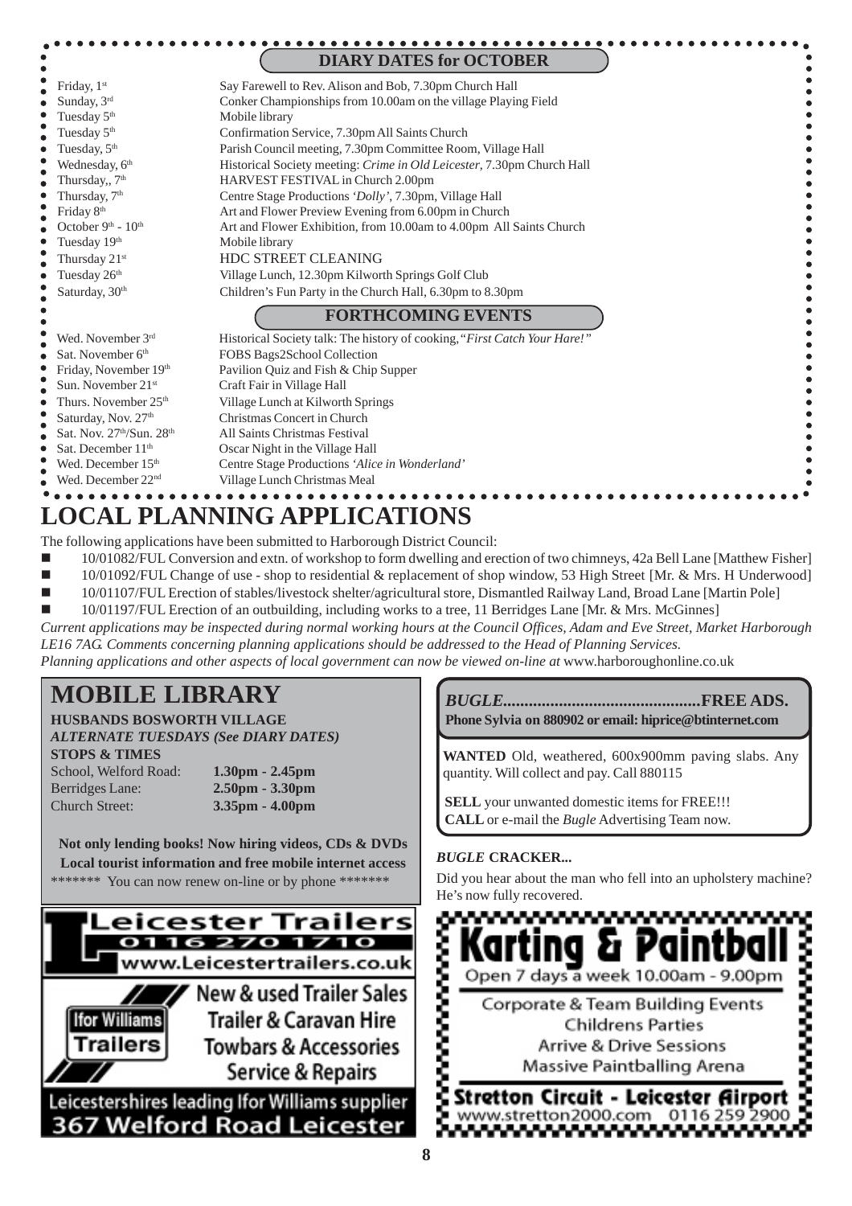## DIARY DATES for OCTOBER

| | |
|---|---|
| Friday, 1st | Say Farewell to Rev. Alison and Bob, 7.30pm Church Hall |
| Sunday, 3rd | Conker Championships from 10.00am on the village Playing Field |
| Tuesday 5th | Mobile library |
| Tuesday 5th | Confirmation Service, 7.30pm All Saints Church |
| Tuesday, 5th | Parish Council meeting, 7.30pm Committee Room, Village Hall |
| Wednesday, 6th | Historical Society meeting: *Crime in Old Leicester,* 7.30pm Church Hall |
| Thursday,, 7th | HARVEST FESTIVAL in Church 2.00pm |
| Thursday, 7th | Centre Stage Productions *'Dolly'*, 7.30pm, Village Hall |
| Friday 8th | Art and Flower Preview Evening from 6.00pm in Church |
| October 9th - 10th | Art and Flower Exhibition, from 10.00am to 4.00pm All Saints Church |
| Tuesday 19th | Mobile library |
| Thursday 21st | HDC STREET CLEANING |
| Tuesday 26th | Village Lunch, 12.30pm Kilworth Springs Golf Club |
| Saturday, 30th | Children's Fun Party in the Church Hall, 6.30pm to 8.30pm |

## FORTHCOMING EVENTS

| | |
|---|---|
| Wed. November 3rd | Historical Society talk: The history of cooking, *"First Catch Your Hare!"* |
| Sat. November 6th | FOBS Bags2School Collection |
| Friday, November 19th | Pavilion Quiz and Fish & Chip Supper |
| Sun. November 21st | Craft Fair in Village Hall |
| Thurs. November 25th | Village Lunch at Kilworth Springs |
| Saturday, Nov. 27th | Christmas Concert in Church |
| Sat. Nov. 27th/Sun. 28th | All Saints Christmas Festival |
| Sat. December 11th | Oscar Night in the Village Hall |
| Wed. December 15th | Centre Stage Productions *'Alice in Wonderland'* |
| Wed. December 22nd | Village Lunch Christmas Meal |

# LOCAL PLANNING APPLICATIONS

The following applications have been submitted to Harborough District Council:

- 10/01082/FUL Conversion and extn. of workshop to form dwelling and erection of two chimneys, 42a Bell Lane [Matthew Fisher]
- 10/01092/FUL Change of use - shop to residential & replacement of shop window, 53 High Street [Mr. & Mrs. H Underwood]
- 10/01107/FUL Erection of stables/livestock shelter/agricultural store, Dismantled Railway Land, Broad Lane [Martin Pole]
- 10/01197/FUL Erection of an outbuilding, including works to a tree, 11 Berridges Lane [Mr. & Mrs. McGinnes]

*Current applications may be inspected during normal working hours at the Council Offices, Adam and Eve Street, Market Harborough LE16 7AG. Comments concerning planning applications should be addressed to the Head of Planning Services.*
*Planning applications and other aspects of local government can now be viewed on-line at* www.harboroughonline.co.uk

# MOBILE LIBRARY

**HUSBANDS BOSWORTH VILLAGE**
***ALTERNATE TUESDAYS (See DIARY DATES)***
**STOPS & TIMES**

| | |
|---|---|
| School, Welford Road: | **1.30pm - 2.45pm** |
| Berridges Lane: | **2.50pm - 3.30pm** |
| Church Street: | **3.35pm - 4.00pm** |

**Not only lending books! Now hiring videos, CDs & DVDs**
**Local tourist information and free mobile internet access**
******* You can now renew on-line or by phone *******

Leicester Trailers
0116 270 1710
www.Leicestertrailers.co.uk
Ifor Williams Trailers
New & used Trailer Sales
Trailer & Caravan Hire
Towbars & Accessories
Service & Repairs
Leicestershires leading Ifor Williams supplier
367 Welford Road Leicester

***BUGLE*.............................................FREE ADS.**
**Phone Sylvia on 880902 or email: hiprice@btinternet.com**

**WANTED** Old, weathered, 600x900mm paving slabs. Any quantity. Will collect and pay. Call 880115

**SELL** your unwanted domestic items for FREE!!!
**CALL** or e-mail the *Bugle* Advertising Team now.

### *BUGLE* CRACKER...

Did you hear about the man who fell into an upholstery machine? He's now fully recovered.

Karting & Paintball
Open 7 days a week 10.00am - 9.00pm
Corporate & Team Building Events
Childrens Parties
Arrive & Drive Sessions
Massive Paintballing Arena
Stretton Circuit - Leicester Airport
www.stretton2000.com 0116 259 2900